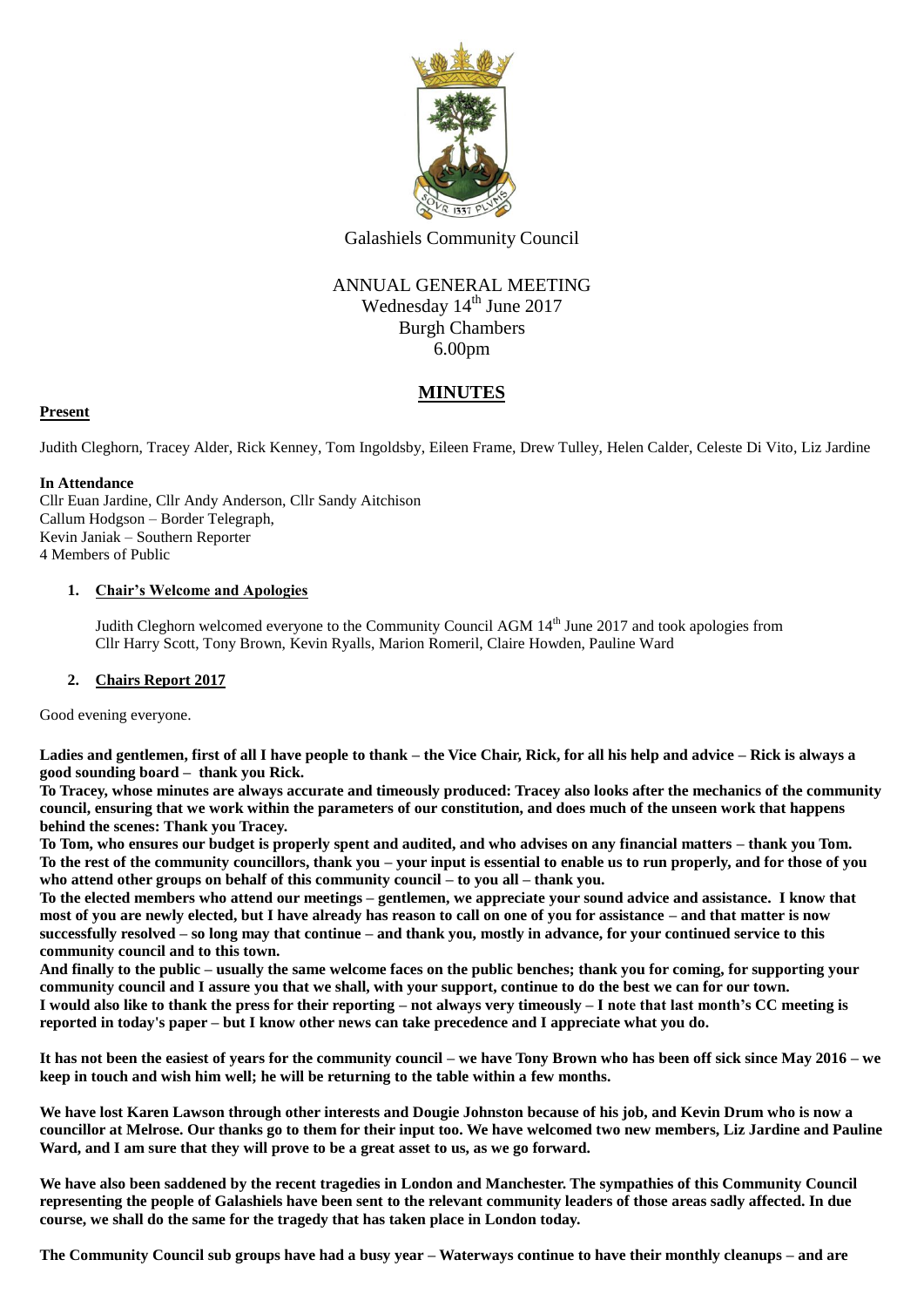Galashiels Community Council

ANNUAL GENERAL MEETING
Wednesday 14th June 2017
Burgh Chambers
6.00pm

# MINUTES

**Present**

Judith Cleghorn, Tracey Alder, Rick Kenney, Tom Ingoldsby, Eileen Frame, Drew Tulley, Helen Calder, Celeste Di Vito, Liz Jardine

**In Attendance**

Cllr Euan Jardine, Cllr Andy Anderson, Cllr Sandy Aitchison
Callum Hodgson – Border Telegraph,
Kevin Janiak – Southern Reporter
4 Members of Public

1. **Chair's Welcome and Apologies**

   Judith Cleghorn welcomed everyone to the Community Council AGM 14th June 2017 and took apologies from Cllr Harry Scott, Tony Brown, Kevin Ryalls, Marion Romeril, Claire Howden, Pauline Ward

2. **Chairs Report 2017**

Good evening everyone.

**Ladies and gentlemen, first of all I have people to thank – the Vice Chair, Rick, for all his help and advice – Rick is always a good sounding board – thank you Rick.**

**To Tracey, whose minutes are always accurate and timeously produced: Tracey also looks after the mechanics of the community council, ensuring that we work within the parameters of our constitution, and does much of the unseen work that happens behind the scenes: Thank you Tracey.**

**To Tom, who ensures our budget is properly spent and audited, and who advises on any financial matters – thank you Tom.**

**To the rest of the community councillors, thank you – your input is essential to enable us to run properly, and for those of you who attend other groups on behalf of this community council – to you all – thank you.**

**To the elected members who attend our meetings – gentlemen, we appreciate your sound advice and assistance. I know that most of you are newly elected, but I have already has reason to call on one of you for assistance – and that matter is now successfully resolved – so long may that continue – and thank you, mostly in advance, for your continued service to this community council and to this town.**

**And finally to the public – usually the same welcome faces on the public benches; thank you for coming, for supporting your community council and I assure you that we shall, with your support, continue to do the best we can for our town.**

**I would also like to thank the press for their reporting – not always very timeously – I note that last month's CC meeting is reported in today's paper – but I know other news can take precedence and I appreciate what you do.**

**It has not been the easiest of years for the community council – we have Tony Brown who has been off sick since May 2016 – we keep in touch and wish him well; he will be returning to the table within a few months.**

**We have lost Karen Lawson through other interests and Dougie Johnston because of his job, and Kevin Drum who is now a councillor at Melrose. Our thanks go to them for their input too. We have welcomed two new members, Liz Jardine and Pauline Ward, and I am sure that they will prove to be a great asset to us, as we go forward.**

**We have also been saddened by the recent tragedies in London and Manchester. The sympathies of this Community Council representing the people of Galashiels have been sent to the relevant community leaders of those areas sadly affected. In due course, we shall do the same for the tragedy that has taken place in London today.**

**The Community Council sub groups have had a busy year – Waterways continue to have their monthly cleanups – and are**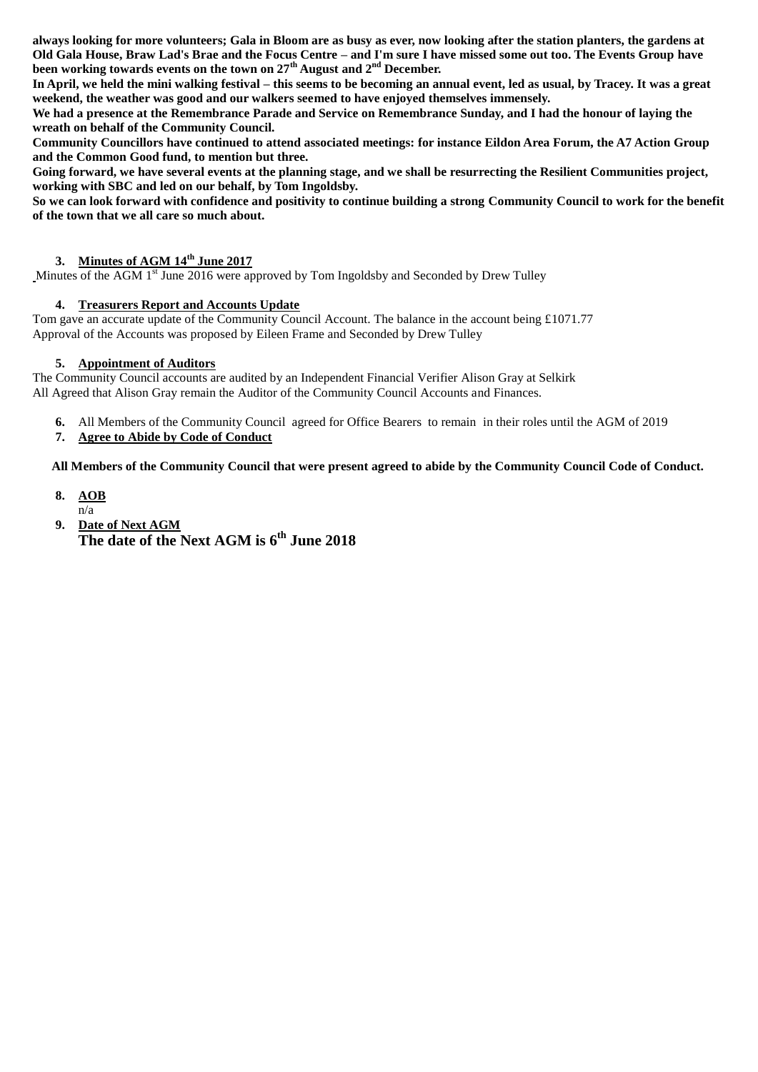**always looking for more volunteers; Gala in Bloom are as busy as ever, now looking after the station planters, the gardens at Old Gala House, Braw Lad's Brae and the Focus Centre – and I'm sure I have missed some out too. The Events Group have been working towards events on the town on 27th August and 2nd December.**

**In April, we held the mini walking festival – this seems to be becoming an annual event, led as usual, by Tracey. It was a great weekend, the weather was good and our walkers seemed to have enjoyed themselves immensely.**

**We had a presence at the Remembrance Parade and Service on Remembrance Sunday, and I had the honour of laying the wreath on behalf of the Community Council.**

**Community Councillors have continued to attend associated meetings: for instance Eildon Area Forum, the A7 Action Group and the Common Good fund, to mention but three.**

**Going forward, we have several events at the planning stage, and we shall be resurrecting the Resilient Communities project, working with SBC and led on our behalf, by Tom Ingoldsby.**

**So we can look forward with confidence and positivity to continue building a strong Community Council to work for the benefit of the town that we all care so much about.**

3. **Minutes of AGM 14th June 2017**

Minutes of the AGM 1st June 2016 were approved by Tom Ingoldsby and Seconded by Drew Tulley

4. **Treasurers Report and Accounts Update**

Tom gave an accurate update of the Community Council Account. The balance in the account being £1071.77
Approval of the Accounts was proposed by Eileen Frame and Seconded by Drew Tulley

5. **Appointment of Auditors**

The Community Council accounts are audited by an Independent Financial Verifier Alison Gray at Selkirk
All Agreed that Alison Gray remain the Auditor of the Community Council Accounts and Finances.

6. All Members of the Community Council agreed for Office Bearers to remain in their roles until the AGM of 2019
7. **Agree to Abide by Code of Conduct**

**All Members of the Community Council that were present agreed to abide by the Community Council Code of Conduct.**

8. **AOB**
   n/a
9. **Date of Next AGM**
   **The date of the Next AGM is 6th June 2018**